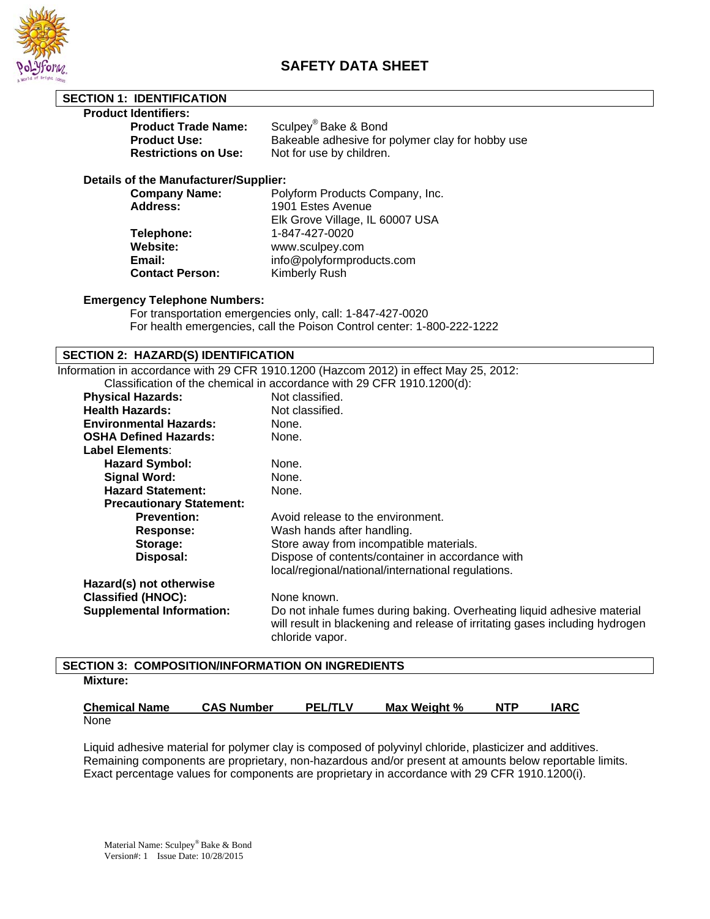# SAFETY DATA SHEET

## SECTION 1: IDENTIFICATION

**Product Identifiers:**

**Product Trade Name:** Sculpey® Bake & Bond
**Product Use:** Bakeable adhesive for polymer clay for hobby use
**Restrictions on Use:** Not for use by children.

**Details of the Manufacturer/Supplier:**

**Company Name:** Polyform Products Company, Inc.
**Address:** 1901 Estes Avenue
Elk Grove Village, IL 60007 USA
**Telephone:** 1-847-427-0020
**Website:** www.sculpey.com
**Email:** info@polyformproducts.com
**Contact Person:** Kimberly Rush

**Emergency Telephone Numbers:**

For transportation emergencies only, call: 1-847-427-0020
For health emergencies, call the Poison Control center: 1-800-222-1222

## SECTION 2: HAZARD(S) IDENTIFICATION

Information in accordance with 29 CFR 1910.1200 (Hazcom 2012) in effect May 25, 2012:

Classification of the chemical in accordance with 29 CFR 1910.1200(d):

**Physical Hazards:** Not classified.
**Health Hazards:** Not classified.
**Environmental Hazards:** None.
**OSHA Defined Hazards:** None.
**Label Elements:**
- **Hazard Symbol:** None.
- **Signal Word:** None.
- **Hazard Statement:** None.
- **Precautionary Statement:**
  - **Prevention:** Avoid release to the environment.
  - **Response:** Wash hands after handling.
  - **Storage:** Store away from incompatible materials.
  - **Disposal:** Dispose of contents/container in accordance with local/regional/national/international regulations.

**Hazard(s) not otherwise Classified (HNOC):** None known.
**Supplemental Information:** Do not inhale fumes during baking. Overheating liquid adhesive material will result in blackening and release of irritating gases including hydrogen chloride vapor.

## SECTION 3: COMPOSITION/INFORMATION ON INGREDIENTS

**Mixture:**

| Chemical Name | CAS Number | PEL/TLV | Max Weight % | NTP | IARC |
|---|---|---|---|---|---|
| None | | | | | |

Liquid adhesive material for polymer clay is composed of polyvinyl chloride, plasticizer and additives. Remaining components are proprietary, non-hazardous and/or present at amounts below reportable limits. Exact percentage values for components are proprietary in accordance with 29 CFR 1910.1200(i).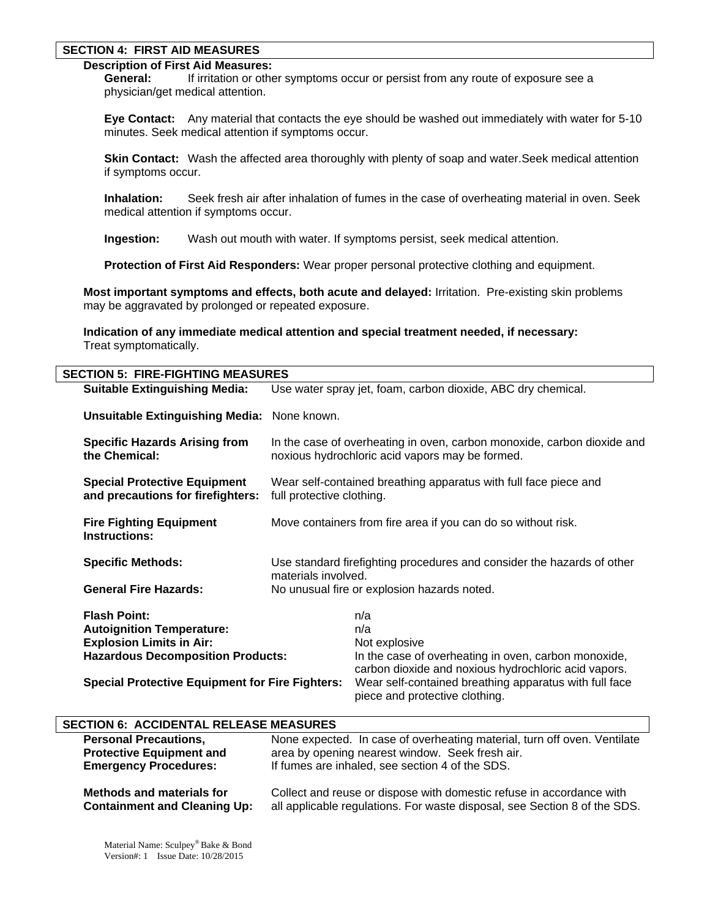## SECTION 4: FIRST AID MEASURES

**Description of First Aid Measures:**

**General:** If irritation or other symptoms occur or persist from any route of exposure see a physician/get medical attention.

**Eye Contact:** Any material that contacts the eye should be washed out immediately with water for 5-10 minutes. Seek medical attention if symptoms occur.

**Skin Contact:** Wash the affected area thoroughly with plenty of soap and water.Seek medical attention if symptoms occur.

**Inhalation:** Seek fresh air after inhalation of fumes in the case of overheating material in oven. Seek medical attention if symptoms occur.

**Ingestion:** Wash out mouth with water. If symptoms persist, seek medical attention.

**Protection of First Aid Responders:** Wear proper personal protective clothing and equipment.

**Most important symptoms and effects, both acute and delayed:** Irritation. Pre-existing skin problems may be aggravated by prolonged or repeated exposure.

**Indication of any immediate medical attention and special treatment needed, if necessary:** Treat symptomatically.

## SECTION 5: FIRE-FIGHTING MEASURES

**Suitable Extinguishing Media:** Use water spray jet, foam, carbon dioxide, ABC dry chemical.

**Unsuitable Extinguishing Media:** None known.

**Specific Hazards Arising from the Chemical:** In the case of overheating in oven, carbon monoxide, carbon dioxide and noxious hydrochloric acid vapors may be formed.

**Special Protective Equipment and precautions for firefighters:** Wear self-contained breathing apparatus with full face piece and full protective clothing.

**Fire Fighting Equipment Instructions:** Move containers from fire area if you can do so without risk.

**Specific Methods:** Use standard firefighting procedures and consider the hazards of other materials involved.

**General Fire Hazards:** No unusual fire or explosion hazards noted.

**Flash Point:** n/a

**Autoignition Temperature:** n/a

**Explosion Limits in Air:** Not explosive

**Hazardous Decomposition Products:** In the case of overheating in oven, carbon monoxide, carbon dioxide and noxious hydrochloric acid vapors.

**Special Protective Equipment for Fire Fighters:** Wear self-contained breathing apparatus with full face piece and protective clothing.

## SECTION 6: ACCIDENTAL RELEASE MEASURES

**Personal Precautions, Protective Equipment and Emergency Procedures:** None expected. In case of overheating material, turn off oven. Ventilate area by opening nearest window. Seek fresh air. If fumes are inhaled, see section 4 of the SDS.

**Methods and materials for Containment and Cleaning Up:** Collect and reuse or dispose with domestic refuse in accordance with all applicable regulations. For waste disposal, see Section 8 of the SDS.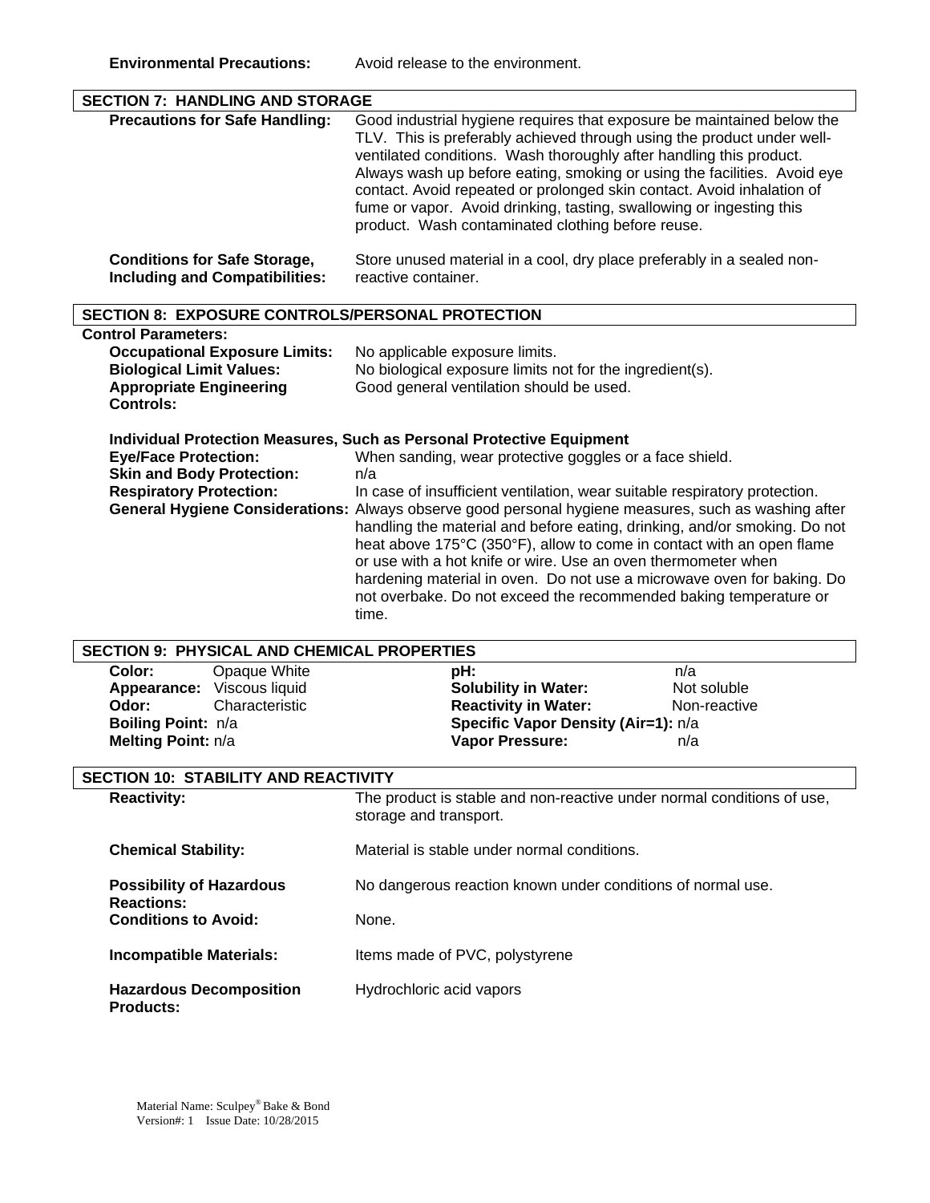**Environmental Precautions:** Avoid release to the environment.

## SECTION 7: HANDLING AND STORAGE

**Precautions for Safe Handling:** Good industrial hygiene requires that exposure be maintained below the TLV. This is preferably achieved through using the product under well-ventilated conditions. Wash thoroughly after handling this product. Always wash up before eating, smoking or using the facilities. Avoid eye contact. Avoid repeated or prolonged skin contact. Avoid inhalation of fume or vapor. Avoid drinking, tasting, swallowing or ingesting this product. Wash contaminated clothing before reuse.

**Conditions for Safe Storage, Including and Compatibilities:** Store unused material in a cool, dry place preferably in a sealed non-reactive container.

## SECTION 8: EXPOSURE CONTROLS/PERSONAL PROTECTION

**Control Parameters:**

**Occupational Exposure Limits:** No applicable exposure limits.

**Biological Limit Values:** No biological exposure limits not for the ingredient(s).

**Appropriate Engineering Controls:** Good general ventilation should be used.

**Individual Protection Measures, Such as Personal Protective Equipment**

**Eye/Face Protection:** When sanding, wear protective goggles or a face shield.

**Skin and Body Protection:** n/a

**Respiratory Protection:** In case of insufficient ventilation, wear suitable respiratory protection.

**General Hygiene Considerations:** Always observe good personal hygiene measures, such as washing after handling the material and before eating, drinking, and/or smoking. Do not heat above 175°C (350°F), allow to come in contact with an open flame or use with a hot knife or wire. Use an oven thermometer when hardening material in oven. Do not use a microwave oven for baking. Do not overbake. Do not exceed the recommended baking temperature or time.

## SECTION 9: PHYSICAL AND CHEMICAL PROPERTIES

| | | | |
|---|---|---|---|
| **Color:** | Opaque White | **pH:** | n/a |
| **Appearance:** | Viscous liquid | **Solubility in Water:** | Not soluble |
| **Odor:** | Characteristic | **Reactivity in Water:** | Non-reactive |
| **Boiling Point:** | n/a | **Specific Vapor Density (Air=1):** | n/a |
| **Melting Point:** | n/a | **Vapor Pressure:** | n/a |

## SECTION 10: STABILITY AND REACTIVITY

**Reactivity:** The product is stable and non-reactive under normal conditions of use, storage and transport.

**Chemical Stability:** Material is stable under normal conditions.

**Possibility of Hazardous Reactions:** No dangerous reaction known under conditions of normal use.

**Conditions to Avoid:** None.

**Incompatible Materials:** Items made of PVC, polystyrene

**Hazardous Decomposition Products:** Hydrochloric acid vapors

Material Name: Sculpey® Bake & Bond
Version#: 1 Issue Date: 10/28/2015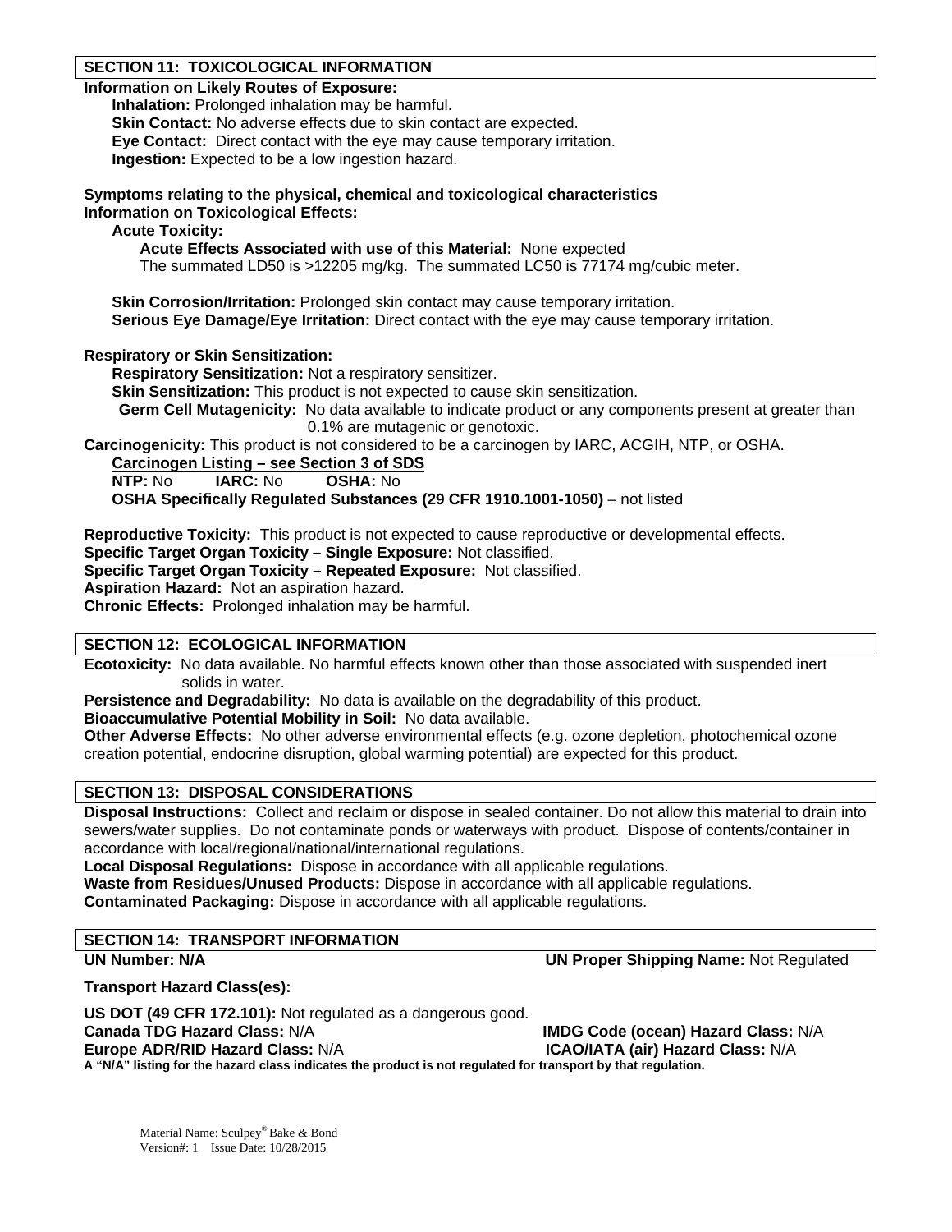## SECTION 11: TOXICOLOGICAL INFORMATION

**Information on Likely Routes of Exposure:**

**Inhalation:** Prolonged inhalation may be harmful.
**Skin Contact:** No adverse effects due to skin contact are expected.
**Eye Contact:** Direct contact with the eye may cause temporary irritation.
**Ingestion:** Expected to be a low ingestion hazard.

**Symptoms relating to the physical, chemical and toxicological characteristics**
**Information on Toxicological Effects:**

**Acute Toxicity:**

**Acute Effects Associated with use of this Material:** None expected
The summated LD50 is >12205 mg/kg. The summated LC50 is 77174 mg/cubic meter.

**Skin Corrosion/Irritation:** Prolonged skin contact may cause temporary irritation.
**Serious Eye Damage/Eye Irritation:** Direct contact with the eye may cause temporary irritation.

**Respiratory or Skin Sensitization:**

**Respiratory Sensitization:** Not a respiratory sensitizer.
**Skin Sensitization:** This product is not expected to cause skin sensitization.
**Germ Cell Mutagenicity:** No data available to indicate product or any components present at greater than 0.1% are mutagenic or genotoxic.

**Carcinogenicity:** This product is not considered to be a carcinogen by IARC, ACGIH, NTP, or OSHA.

**Carcinogen Listing – see Section 3 of SDS**
**NTP:** No **IARC:** No **OSHA:** No
**OSHA Specifically Regulated Substances (29 CFR 1910.1001-1050)** – not listed

**Reproductive Toxicity:** This product is not expected to cause reproductive or developmental effects.
**Specific Target Organ Toxicity – Single Exposure:** Not classified.
**Specific Target Organ Toxicity – Repeated Exposure:** Not classified.
**Aspiration Hazard:** Not an aspiration hazard.
**Chronic Effects:** Prolonged inhalation may be harmful.

## SECTION 12: ECOLOGICAL INFORMATION

**Ecotoxicity:** No data available. No harmful effects known other than those associated with suspended inert solids in water.
**Persistence and Degradability:** No data is available on the degradability of this product.
**Bioaccumulative Potential Mobility in Soil:** No data available.
**Other Adverse Effects:** No other adverse environmental effects (e.g. ozone depletion, photochemical ozone creation potential, endocrine disruption, global warming potential) are expected for this product.

## SECTION 13: DISPOSAL CONSIDERATIONS

**Disposal Instructions:** Collect and reclaim or dispose in sealed container. Do not allow this material to drain into sewers/water supplies. Do not contaminate ponds or waterways with product. Dispose of contents/container in accordance with local/regional/national/international regulations.
**Local Disposal Regulations:** Dispose in accordance with all applicable regulations.
**Waste from Residues/Unused Products:** Dispose in accordance with all applicable regulations.
**Contaminated Packaging:** Dispose in accordance with all applicable regulations.

## SECTION 14: TRANSPORT INFORMATION

**UN Number: N/A** **UN Proper Shipping Name:** Not Regulated

**Transport Hazard Class(es):**

**US DOT (49 CFR 172.101):** Not regulated as a dangerous good.
**Canada TDG Hazard Class:** N/A **IMDG Code (ocean) Hazard Class:** N/A
**Europe ADR/RID Hazard Class:** N/A **ICAO/IATA (air) Hazard Class:** N/A
**A "N/A" listing for the hazard class indicates the product is not regulated for transport by that regulation.**

Material Name: Sculpey® Bake & Bond
Version#: 1 Issue Date: 10/28/2015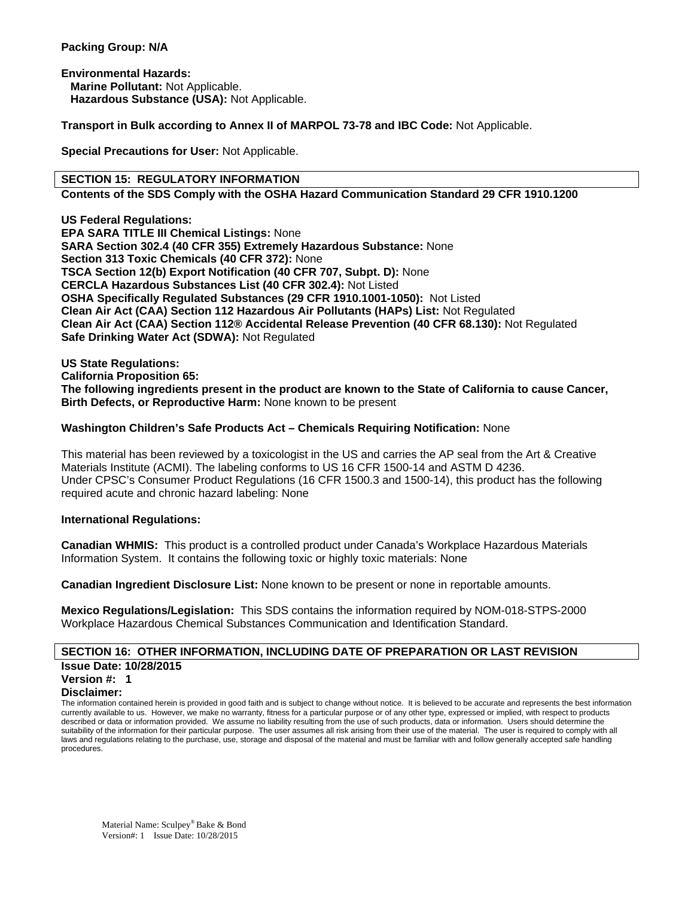**Packing Group: N/A**

**Environmental Hazards:**
**Marine Pollutant:** Not Applicable.
**Hazardous Substance (USA):** Not Applicable.

**Transport in Bulk according to Annex II of MARPOL 73-78 and IBC Code:** Not Applicable.

**Special Precautions for User:** Not Applicable.

## SECTION 15: REGULATORY INFORMATION

**Contents of the SDS Comply with the OSHA Hazard Communication Standard 29 CFR 1910.1200**

**US Federal Regulations:**
**EPA SARA TITLE III Chemical Listings:** None
**SARA Section 302.4 (40 CFR 355) Extremely Hazardous Substance:** None
**Section 313 Toxic Chemicals (40 CFR 372):** None
**TSCA Section 12(b) Export Notification (40 CFR 707, Subpt. D):** None
**CERCLA Hazardous Substances List (40 CFR 302.4):** Not Listed
**OSHA Specifically Regulated Substances (29 CFR 1910.1001-1050):** Not Listed
**Clean Air Act (CAA) Section 112 Hazardous Air Pollutants (HAPs) List:** Not Regulated
**Clean Air Act (CAA) Section 112® Accidental Release Prevention (40 CFR 68.130):** Not Regulated
**Safe Drinking Water Act (SDWA):** Not Regulated

**US State Regulations:**
**California Proposition 65:**
**The following ingredients present in the product are known to the State of California to cause Cancer, Birth Defects, or Reproductive Harm:** None known to be present

**Washington Children's Safe Products Act – Chemicals Requiring Notification:** None

This material has been reviewed by a toxicologist in the US and carries the AP seal from the Art & Creative Materials Institute (ACMI). The labeling conforms to US 16 CFR 1500-14 and ASTM D 4236.
Under CPSC's Consumer Product Regulations (16 CFR 1500.3 and 1500-14), this product has the following required acute and chronic hazard labeling: None

**International Regulations:**

**Canadian WHMIS:** This product is a controlled product under Canada's Workplace Hazardous Materials Information System. It contains the following toxic or highly toxic materials: None

**Canadian Ingredient Disclosure List:** None known to be present or none in reportable amounts.

**Mexico Regulations/Legislation:** This SDS contains the information required by NOM-018-STPS-2000 Workplace Hazardous Chemical Substances Communication and Identification Standard.

## SECTION 16: OTHER INFORMATION, INCLUDING DATE OF PREPARATION OR LAST REVISION

**Issue Date: 10/28/2015**
**Version #: 1**
**Disclaimer:**

The information contained herein is provided in good faith and is subject to change without notice. It is believed to be accurate and represents the best information currently available to us. However, we make no warranty, fitness for a particular purpose or of any other type, expressed or implied, with respect to products described or data or information provided. We assume no liability resulting from the use of such products, data or information. Users should determine the suitability of the information for their particular purpose. The user assumes all risk arising from their use of the material. The user is required to comply with all laws and regulations relating to the purchase, use, storage and disposal of the material and must be familiar with and follow generally accepted safe handling procedures.